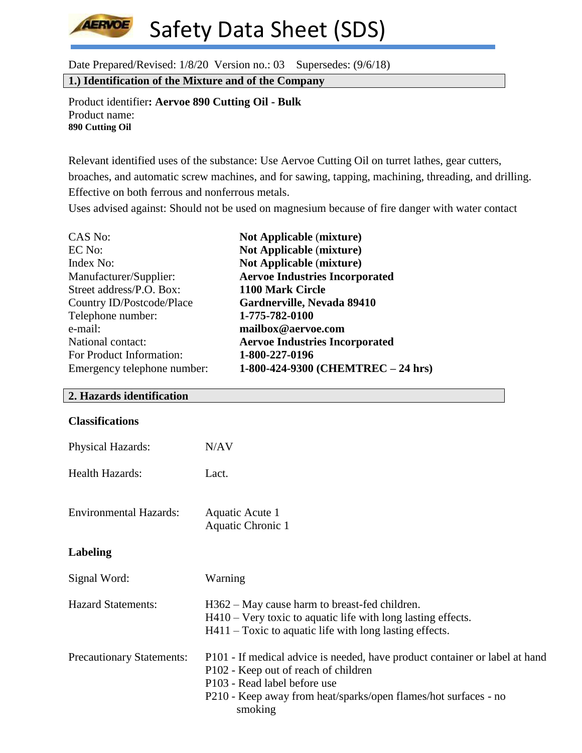# Safety Data Sheet (SDS)

Date Prepared/Revised: 1/8/20 Version no.: 03 Supersedes: (9/6/18)

## 1.) Identification of the Mixture and of the Company

Product identifier**: Aervoe 890 Cutting Oil - Bulk**
Product name:
**890 Cutting Oil**

Relevant identified uses of the substance: Use Aervoe Cutting Oil on turret lathes, gear cutters, broaches, and automatic screw machines, and for sawing, tapping, machining, threading, and drilling. Effective on both ferrous and nonferrous metals.
Uses advised against: Should not be used on magnesium because of fire danger with water contact

| | |
|---|---|
| CAS No: | **Not Applicable (mixture)** |
| EC No: | **Not Applicable (mixture)** |
| Index No: | **Not Applicable (mixture)** |
| Manufacturer/Supplier: | **Aervoe Industries Incorporated** |
| Street address/P.O. Box: | **1100 Mark Circle** |
| Country ID/Postcode/Place | **Gardnerville, Nevada 89410** |
| Telephone number: | **1-775-782-0100** |
| e-mail: | **mailbox@aervoe.com** |
| National contact: | **Aervoe Industries Incorporated** |
| For Product Information: | **1-800-227-0196** |
| Emergency telephone number: | **1-800-424-9300 (CHEMTREC – 24 hrs)** |

## 2. Hazards identification

### Classifications

| | |
|---|---|
| Physical Hazards: | N/AV |
| Health Hazards: | Lact. |
| Environmental Hazards: | Aquatic Acute 1<br>Aquatic Chronic 1 |

### Labeling

| | |
|---|---|
| Signal Word: | Warning |
| Hazard Statements: | H362 – May cause harm to breast-fed children.<br>H410 – Very toxic to aquatic life with long lasting effects.<br>H411 – Toxic to aquatic life with long lasting effects. |
| Precautionary Statements: | P101 - If medical advice is needed, have product container or label at hand<br>P102 - Keep out of reach of children<br>P103 - Read label before use<br>P210 - Keep away from heat/sparks/open flames/hot surfaces - no smoking |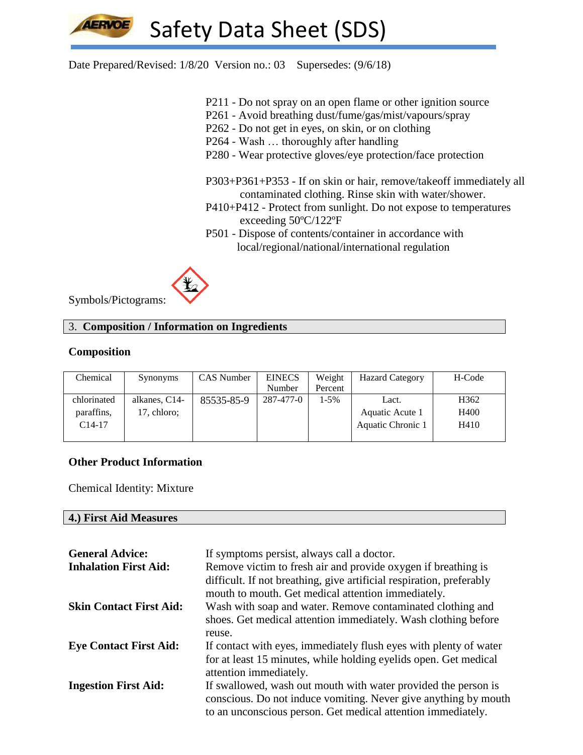Date Prepared/Revised: 1/8/20 Version no.: 03 Supersedes: (9/6/18)

P211 - Do not spray on an open flame or other ignition source
P261 - Avoid breathing dust/fume/gas/mist/vapours/spray
P262 - Do not get in eyes, on skin, or on clothing
P264 - Wash … thoroughly after handling
P280 - Wear protective gloves/eye protection/face protection

P303+P361+P353 - If on skin or hair, remove/takeoff immediately all contaminated clothing. Rinse skin with water/shower.
P410+P412 - Protect from sunlight. Do not expose to temperatures exceeding 50ºC/122ºF
P501 - Dispose of contents/container in accordance with local/regional/national/international regulation

Symbols/Pictograms:

## 3. Composition / Information on Ingredients

### Composition

| Chemical | Synonyms | CAS Number | EINECS Number | Weight Percent | Hazard Category | H-Code |
|---|---|---|---|---|---|---|
| chlorinated paraffins, C14-17 | alkanes, C14-17, chloro; | 85535-85-9 | 287-477-0 | 1-5% | Lact.<br>Aquatic Acute 1<br>Aquatic Chronic 1 | H362<br>H400<br>H410 |

### Other Product Information

Chemical Identity: Mixture

## 4.) First Aid Measures

**General Advice:** If symptoms persist, always call a doctor.

**Inhalation First Aid:** Remove victim to fresh air and provide oxygen if breathing is difficult. If not breathing, give artificial respiration, preferably mouth to mouth. Get medical attention immediately.

**Skin Contact First Aid:** Wash with soap and water. Remove contaminated clothing and shoes. Get medical attention immediately. Wash clothing before reuse.

**Eye Contact First Aid:** If contact with eyes, immediately flush eyes with plenty of water for at least 15 minutes, while holding eyelids open. Get medical attention immediately.

**Ingestion First Aid:** If swallowed, wash out mouth with water provided the person is conscious. Do not induce vomiting. Never give anything by mouth to an unconscious person. Get medical attention immediately.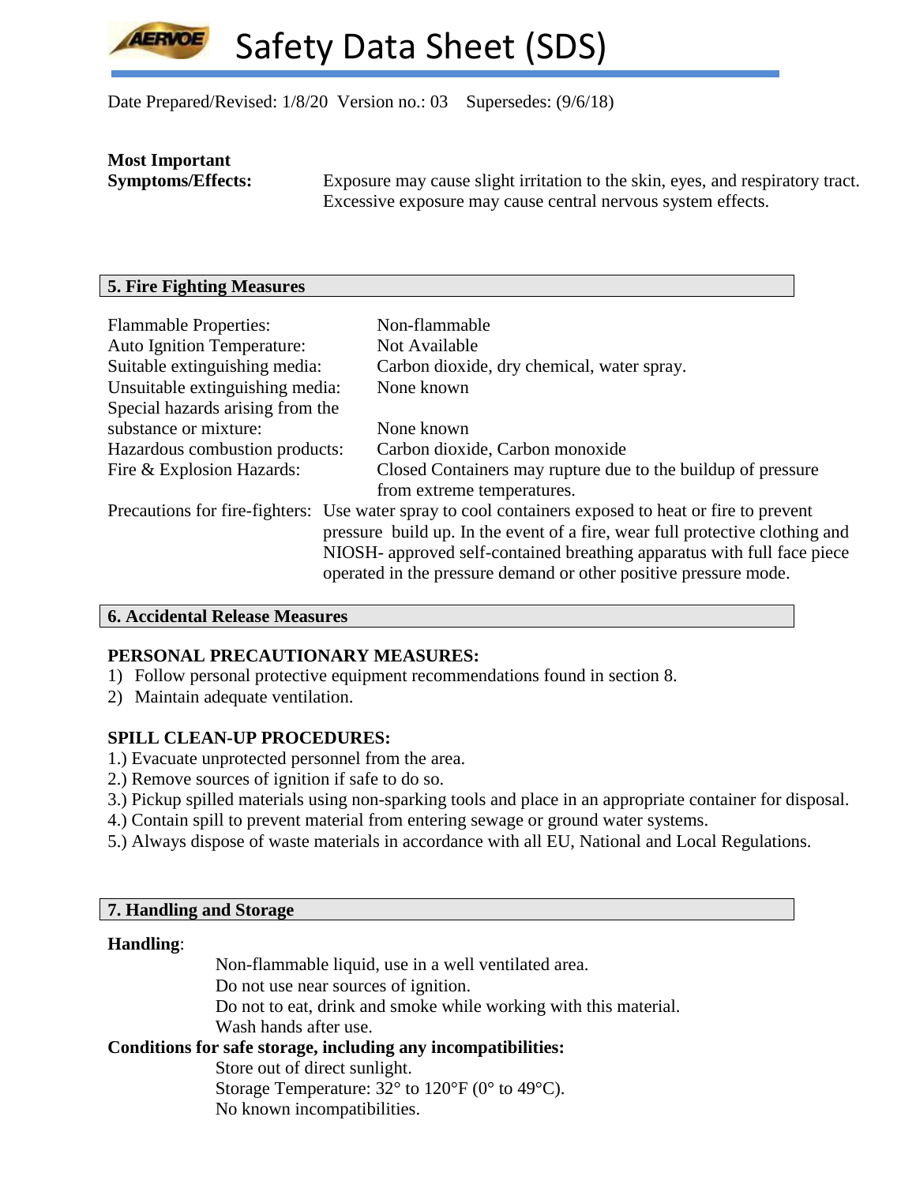**Most Important Symptoms/Effects:** Exposure may cause slight irritation to the skin, eyes, and respiratory tract. Excessive exposure may cause central nervous system effects.

## 5. Fire Fighting Measures

| | |
|---|---|
| Flammable Properties: | Non-flammable |
| Auto Ignition Temperature: | Not Available |
| Suitable extinguishing media: | Carbon dioxide, dry chemical, water spray. |
| Unsuitable extinguishing media: | None known |
| Special hazards arising from the substance or mixture: | None known |
| Hazardous combustion products: | Carbon dioxide, Carbon monoxide |
| Fire & Explosion Hazards: | Closed Containers may rupture due to the buildup of pressure from extreme temperatures. |
| Precautions for fire-fighters: | Use water spray to cool containers exposed to heat or fire to prevent pressure build up. In the event of a fire, wear full protective clothing and NIOSH- approved self-contained breathing apparatus with full face piece operated in the pressure demand or other positive pressure mode. |

## 6. Accidental Release Measures

**PERSONAL PRECAUTIONARY MEASURES:**

1) Follow personal protective equipment recommendations found in section 8.
2) Maintain adequate ventilation.

**SPILL CLEAN-UP PROCEDURES:**

1.) Evacuate unprotected personnel from the area.
2.) Remove sources of ignition if safe to do so.
3.) Pickup spilled materials using non-sparking tools and place in an appropriate container for disposal.
4.) Contain spill to prevent material from entering sewage or ground water systems.
5.) Always dispose of waste materials in accordance with all EU, National and Local Regulations.

## 7. Handling and Storage

**Handling**:

Non-flammable liquid, use in a well ventilated area.
Do not use near sources of ignition.
Do not to eat, drink and smoke while working with this material.
Wash hands after use.

**Conditions for safe storage, including any incompatibilities:**

Store out of direct sunlight.
Storage Temperature: 32° to 120°F (0° to 49°C).
No known incompatibilities.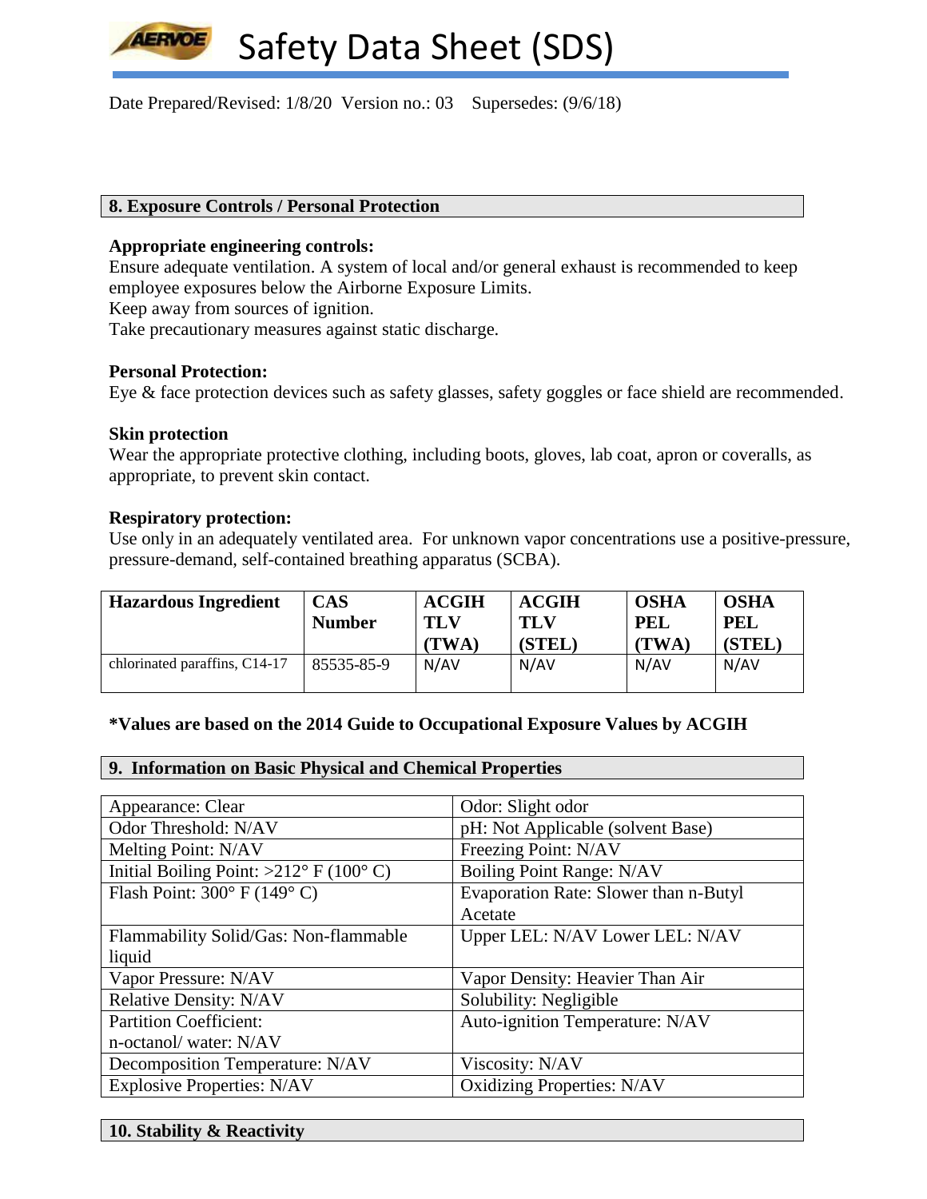# Safety Data Sheet (SDS)

Date Prepared/Revised: 1/8/20 Version no.: 03 Supersedes: (9/6/18)

## 8. Exposure Controls / Personal Protection

**Appropriate engineering controls:**
Ensure adequate ventilation. A system of local and/or general exhaust is recommended to keep employee exposures below the Airborne Exposure Limits.
Keep away from sources of ignition.
Take precautionary measures against static discharge.

**Personal Protection:**
Eye & face protection devices such as safety glasses, safety goggles or face shield are recommended.

**Skin protection**
Wear the appropriate protective clothing, including boots, gloves, lab coat, apron or coveralls, as appropriate, to prevent skin contact.

**Respiratory protection:**
Use only in an adequately ventilated area. For unknown vapor concentrations use a positive-pressure, pressure-demand, self-contained breathing apparatus (SCBA).

| Hazardous Ingredient | CAS Number | ACGIH TLV (TWA) | ACGIH TLV (STEL) | OSHA PEL (TWA) | OSHA PEL (STEL) |
|---|---|---|---|---|---|
| chlorinated paraffins, C14-17 | 85535-85-9 | N/AV | N/AV | N/AV | N/AV |

**\*Values are based on the 2014 Guide to Occupational Exposure Values by ACGIH**

## 9. Information on Basic Physical and Chemical Properties

| | |
|---|---|
| Appearance: Clear | Odor: Slight odor |
| Odor Threshold: N/AV | pH: Not Applicable (solvent Base) |
| Melting Point: N/AV | Freezing Point: N/AV |
| Initial Boiling Point: >212° F (100° C) | Boiling Point Range: N/AV |
| Flash Point: 300° F (149° C) | Evaporation Rate: Slower than n-Butyl Acetate |
| Flammability Solid/Gas: Non-flammable liquid | Upper LEL: N/AV Lower LEL: N/AV |
| Vapor Pressure: N/AV | Vapor Density: Heavier Than Air |
| Relative Density: N/AV | Solubility: Negligible |
| Partition Coefficient: n-octanol/ water: N/AV | Auto-ignition Temperature: N/AV |
| Decomposition Temperature: N/AV | Viscosity: N/AV |
| Explosive Properties: N/AV | Oxidizing Properties: N/AV |

## 10. Stability & Reactivity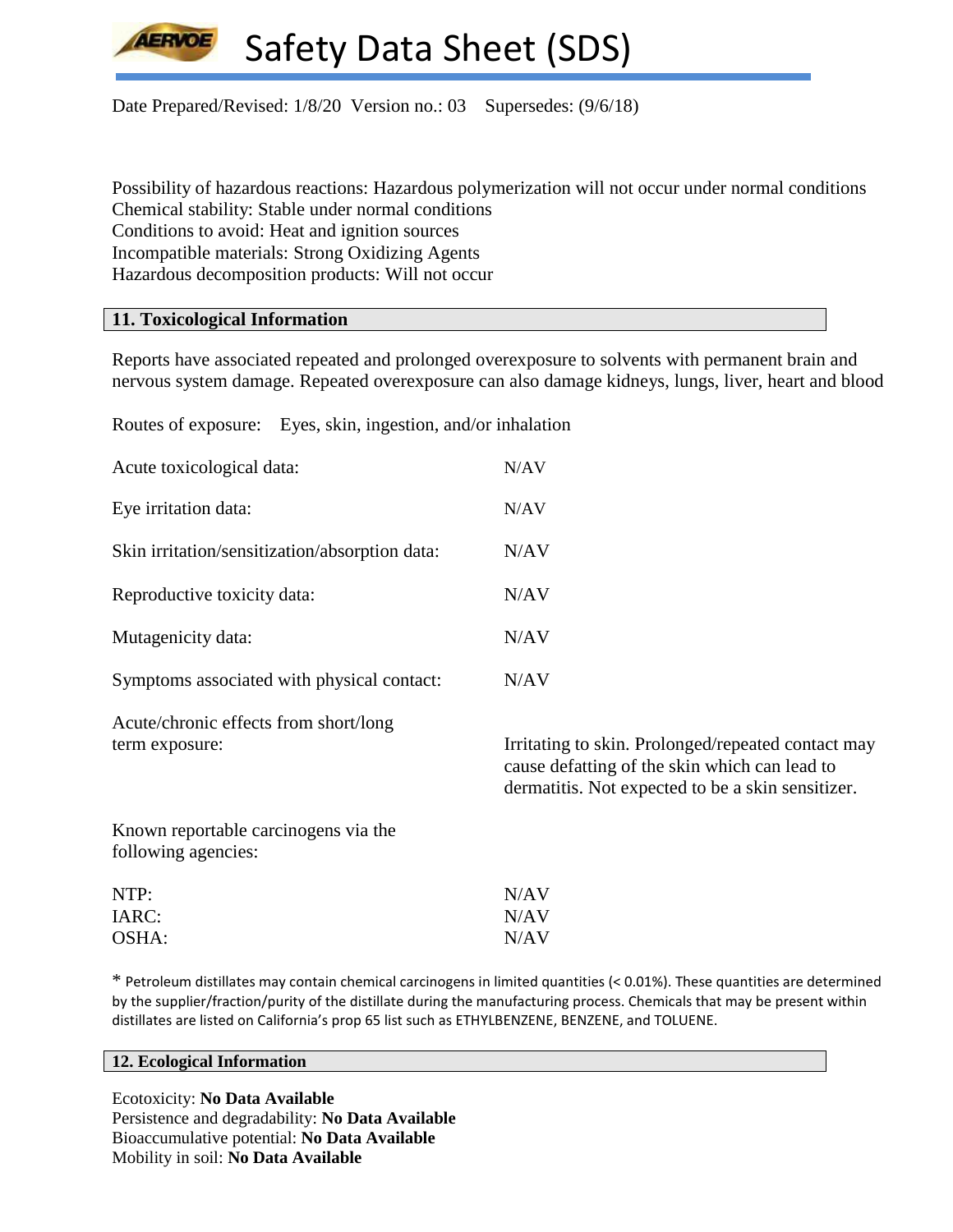Possibility of hazardous reactions: Hazardous polymerization will not occur under normal conditions
Chemical stability: Stable under normal conditions
Conditions to avoid: Heat and ignition sources
Incompatible materials: Strong Oxidizing Agents
Hazardous decomposition products: Will not occur

## 11. Toxicological Information

Reports have associated repeated and prolonged overexposure to solvents with permanent brain and nervous system damage. Repeated overexposure can also damage kidneys, lungs, liver, heart and blood

Routes of exposure: Eyes, skin, ingestion, and/or inhalation

| | |
|---|---|
| Acute toxicological data: | N/AV |
| Eye irritation data: | N/AV |
| Skin irritation/sensitization/absorption data: | N/AV |
| Reproductive toxicity data: | N/AV |
| Mutagenicity data: | N/AV |
| Symptoms associated with physical contact: | N/AV |
| Acute/chronic effects from short/long term exposure: | Irritating to skin. Prolonged/repeated contact may cause defatting of the skin which can lead to dermatitis. Not expected to be a skin sensitizer. |

Known reportable carcinogens via the following agencies:

| | |
|---|---|
| NTP: | N/AV |
| IARC: | N/AV |
| OSHA: | N/AV |

* Petroleum distillates may contain chemical carcinogens in limited quantities (< 0.01%). These quantities are determined by the supplier/fraction/purity of the distillate during the manufacturing process. Chemicals that may be present within distillates are listed on California's prop 65 list such as ETHYLBENZENE, BENZENE, and TOLUENE.

## 12. Ecological Information

Ecotoxicity: **No Data Available**
Persistence and degradability: **No Data Available**
Bioaccumulative potential: **No Data Available**
Mobility in soil: **No Data Available**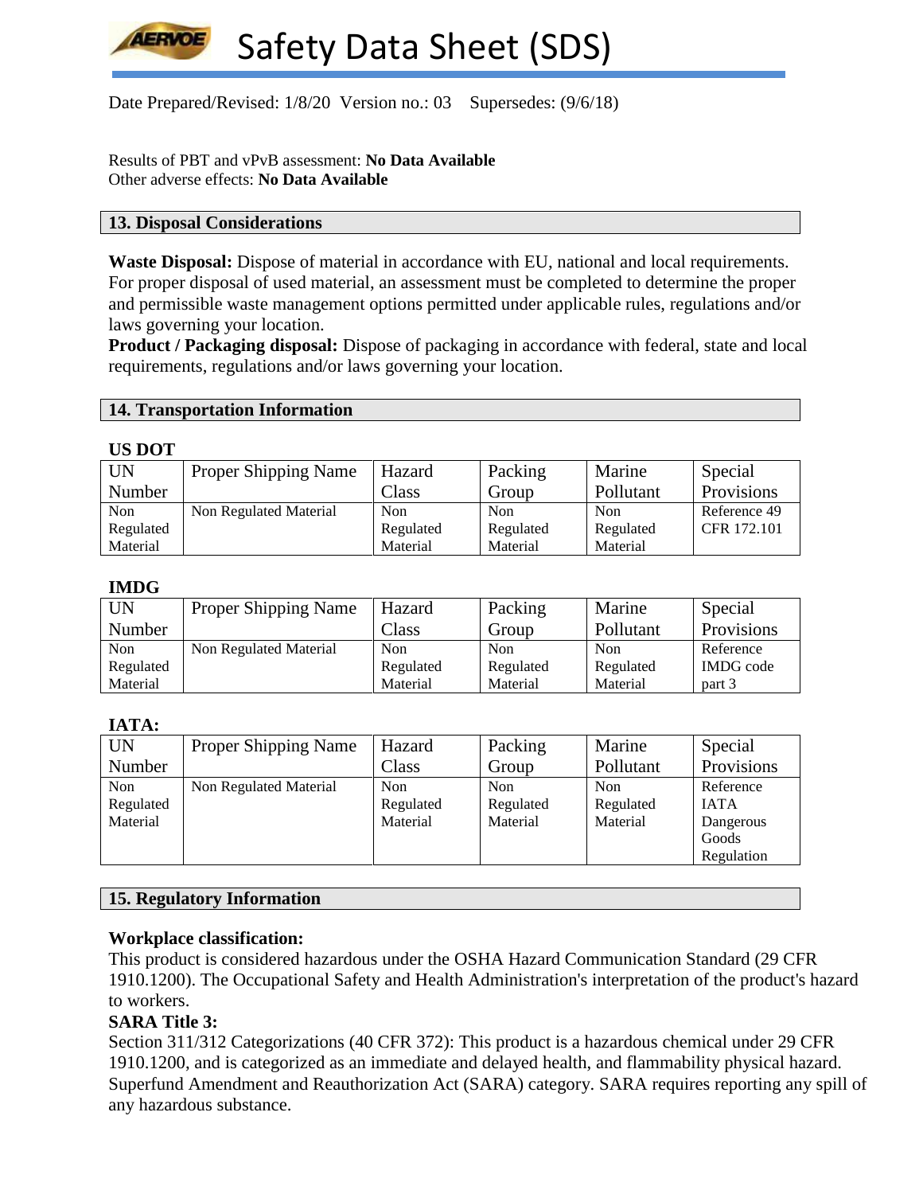Results of PBT and vPvB assessment: **No Data Available**
Other adverse effects: **No Data Available**

## 13. Disposal Considerations

**Waste Disposal:** Dispose of material in accordance with EU, national and local requirements. For proper disposal of used material, an assessment must be completed to determine the proper and permissible waste management options permitted under applicable rules, regulations and/or laws governing your location.
**Product / Packaging disposal:** Dispose of packaging in accordance with federal, state and local requirements, regulations and/or laws governing your location.

## 14. Transportation Information

**US DOT**

| UN Number | Proper Shipping Name | Hazard Class | Packing Group | Marine Pollutant | Special Provisions |
|---|---|---|---|---|---|
| Non Regulated Material | Non Regulated Material | Non Regulated Material | Non Regulated Material | Non Regulated Material | Reference 49 CFR 172.101 |

**IMDG**

| UN Number | Proper Shipping Name | Hazard Class | Packing Group | Marine Pollutant | Special Provisions |
|---|---|---|---|---|---|
| Non Regulated Material | Non Regulated Material | Non Regulated Material | Non Regulated Material | Non Regulated Material | Reference IMDG code part 3 |

**IATA:**

| UN Number | Proper Shipping Name | Hazard Class | Packing Group | Marine Pollutant | Special Provisions |
|---|---|---|---|---|---|
| Non Regulated Material | Non Regulated Material | Non Regulated Material | Non Regulated Material | Non Regulated Material | Reference IATA Dangerous Goods Regulation |

## 15. Regulatory Information

**Workplace classification:**
This product is considered hazardous under the OSHA Hazard Communication Standard (29 CFR 1910.1200). The Occupational Safety and Health Administration's interpretation of the product's hazard to workers.
**SARA Title 3:**
Section 311/312 Categorizations (40 CFR 372): This product is a hazardous chemical under 29 CFR 1910.1200, and is categorized as an immediate and delayed health, and flammability physical hazard. Superfund Amendment and Reauthorization Act (SARA) category. SARA requires reporting any spill of any hazardous substance.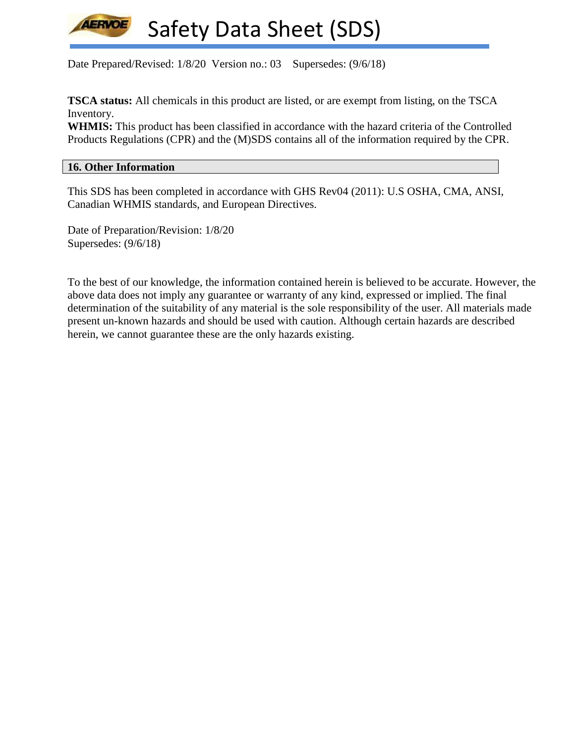**TSCA status:** All chemicals in this product are listed, or are exempt from listing, on the TSCA Inventory.
**WHMIS:** This product has been classified in accordance with the hazard criteria of the Controlled Products Regulations (CPR) and the (M)SDS contains all of the information required by the CPR.

## 16. Other Information

This SDS has been completed in accordance with GHS Rev04 (2011): U.S OSHA, CMA, ANSI, Canadian WHMIS standards, and European Directives.

Date of Preparation/Revision: 1/8/20
Supersedes: (9/6/18)

To the best of our knowledge, the information contained herein is believed to be accurate. However, the above data does not imply any guarantee or warranty of any kind, expressed or implied. The final determination of the suitability of any material is the sole responsibility of the user. All materials made present un-known hazards and should be used with caution. Although certain hazards are described herein, we cannot guarantee these are the only hazards existing.